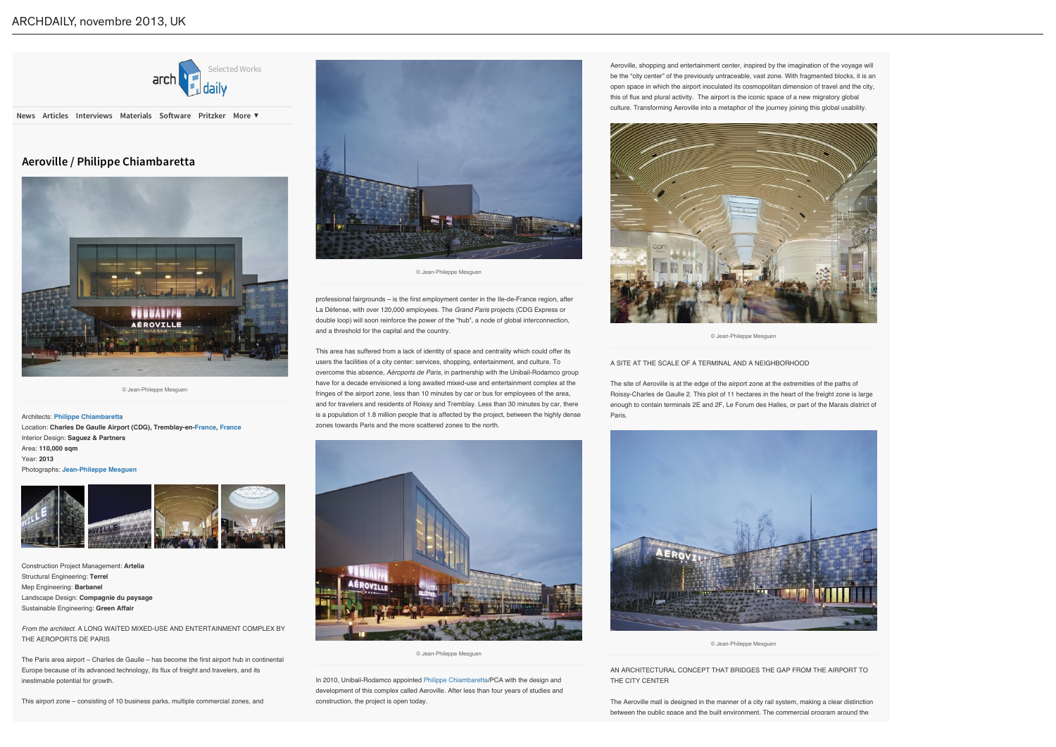ARCHDAILY, novembre 2013, UK

News Articles Interviews Materials Software Pritzker More ▼

# Aeroville / Philippe Chiambaretta

© Jean-Philippe Mesguen

Architects: Philippe Chiambaretta
Location: Charles De Gaulle Airport (CDG), Tremblay-en-France, France
Interior Design: **Saguez & Partners**
Area: **110,000 sqm**
Year: **2013**
Photographs: Jean-Philippe Mesguen

Construction Project Management: **Artelia**
Structural Engineering: **Terrel**
Mep Engineering: **Barbanel**
Landscape Design: **Compagnie du paysage**
Sustainable Engineering: **Green Affair**

*From the architect.* A LONG WAITED MIXED-USE AND ENTERTAINMENT COMPLEX BY THE AEROPORTS DE PARIS

The Paris area airport – Charles de Gaulle – has become the first airport hub in continental Europe because of its advanced technology, its flux of freight and travelers, and its inestimable potential for growth.

This airport zone – consisting of 10 business parks, multiple commercial zones, and

© Jean-Philippe Mesguen

professional fairgrounds – is the first employment center in the Ile-de-France region, after La Défense, with over 120,000 employees. The *Grand Paris* projects (CDG Express or double loop) will soon reinforce the power of the "hub", a node of global interconnection, and a threshold for the capital and the country.

This area has suffered from a lack of identity of space and centrality which could offer its users the facilities of a city center: services, shopping, entertainment, and culture. To overcome this absence, *Aéroports de Paris*, in partnership with the Unibail-Rodamco group have for a decade envisioned a long awaited mixed-use and entertainment complex at the fringes of the airport zone, less than 10 minutes by car or bus for employees of the area, and for travelers and residents of Roissy and Tremblay. Less than 30 minutes by car, there is a population of 1.8 million people that is affected by the project, between the highly dense zones towards Paris and the more scattered zones to the north.

© Jean-Philippe Mesguen

In 2010, Unibail-Rodamco appointed Philippe Chiambaretta/PCA with the design and development of this complex called Aeroville. After less than four years of studies and construction, the project is open today.

Aeroville, shopping and entertainment center, inspired by the imagination of the voyage will be the "city center" of the previously untraceable, vast zone. With fragmented blocks, it is an open space in which the airport inoculated its cosmopolitan dimension of travel and the city, this of flux and plural activity. The airport is the iconic space of a new migratory global culture. Transforming Aeroville into a metaphor of the journey joining this global usability.

© Jean-Philippe Mesguen

A SITE AT THE SCALE OF A TERMINAL AND A NEIGHBORHOOD

The site of Aeroville is at the edge of the airport zone at the extremities of the paths of Roissy-Charles de Gaulle 2. This plot of 11 hectares in the heart of the freight zone is large enough to contain terminals 2E and 2F, Le Forum des Halles, or part of the Marais district of Paris.

© Jean-Philippe Mesguen

AN ARCHITECTURAL CONCEPT THAT BRIDGES THE GAP FROM THE AIRPORT TO THE CITY CENTER

The Aeroville mall is designed in the manner of a city rail system, making a clear distinction between the public space and the built environment. The commercial program around the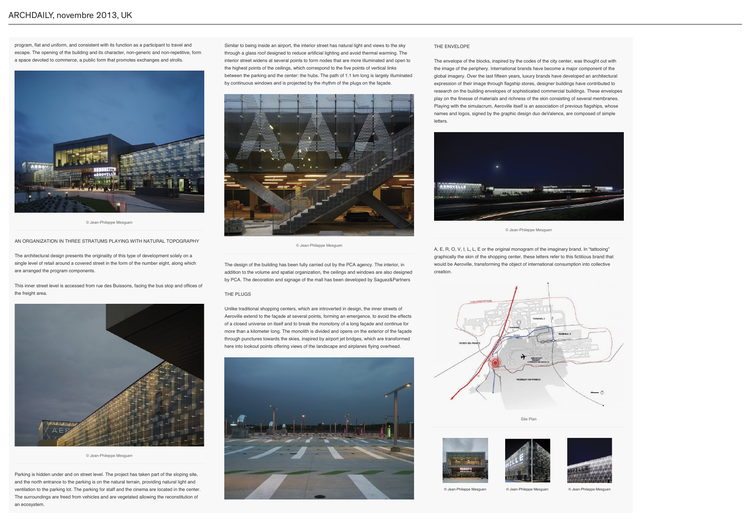program, flat and uniform, and consistent with its function as a participant to travel and escape. The opening of the building and its character, non-generic and non-repetitive, form a space devoted to commerce, a public form that promotes exchanges and strolls.

© Jean-Philippe Mesguen

AN ORGANIZATION IN THREE STRATUMS PLAYING WITH NATURAL TOPOGRAPHY

The architectural design presents the originality of this type of development solely on a single level of retail around a covered street in the form of the number eight, along which are arranged the program components.

This inner street level is accessed from rue des Buissons, facing the bus stop and offices of the freight area.

© Jean-Philippe Mesguen

Parking is hidden under and on street level. The project has taken part of the sloping site, and the north entrance to the parking is on the natural terrain, providing natural light and ventilation to the parking lot. The parking for staff and the cinema are located in the center. The surroundings are freed from vehicles and are vegetated allowing the reconstitution of an ecosystem.

Similar to being inside an airport, the interior street has natural light and views to the sky through a glass roof designed to reduce artificial lighting and avoid thermal warming. The interior street widens at several points to form nodes that are more illuminated and open to the highest points of the ceilings, which correspond to the five points of vertical links between the parking and the center: the hubs. The path of 1.1 km long is largely illuminated by continuous windows and is projected by the rhythm of the plugs on the façade.

© Jean-Philippe Mesguen

The design of the building has been fully carried out by the PCA agency. The interior, in addition to the volume and spatial organization, the ceilings and windows are also designed by PCA. The decoration and signage of the mall has been developed by Saguez&Partners

THE PLUGS

Unlike traditional shopping centers, which are introverted in design, the inner streets of Aeroville extend to the façade at several points, forming an emergence, to avoid the effects of a closed universe on itself and to break the monotony of a long façade and continue for more than a kilometer long. The monolith is divided and opens on the exterior of the façade through punctures towards the skies, inspired by airport jet bridges, which are transformed here into lookout points offering views of the landscape and airplanes flying overhead.

THE ENVELOPE

The envelope of the blocks, inspired by the codes of the city center, was thought out with the image of the periphery. International brands have become a major component of the global imagery. Over the last fifteen years, luxury brands have developed an architectural expression of their image through flagship stores, designer buildings have contributed to research on the building envelopes of sophisticated commercial buildings. These envelopes play on the finesse of materials and richness of the skin consisting of several membranes. Playing with the simulacrum, Aeroville itself is an association of previous flagships, whose names and logos, signed by the graphic design duo deValence, are composed of simple letters.

© Jean-Philippe Mesguen

A, E, R, O, V, I, L, L, E or the original monogram of the imaginary brand. In "tattooing" graphically the skin of the shopping center, these letters refer to this fictitious brand that would be Aeroville, transforming the object of international consumption into collective creation.

Site Plan

© Jean-Philippe Mesguen

© Jean-Philippe Mesguen

© Jean-Philippe Mesguen